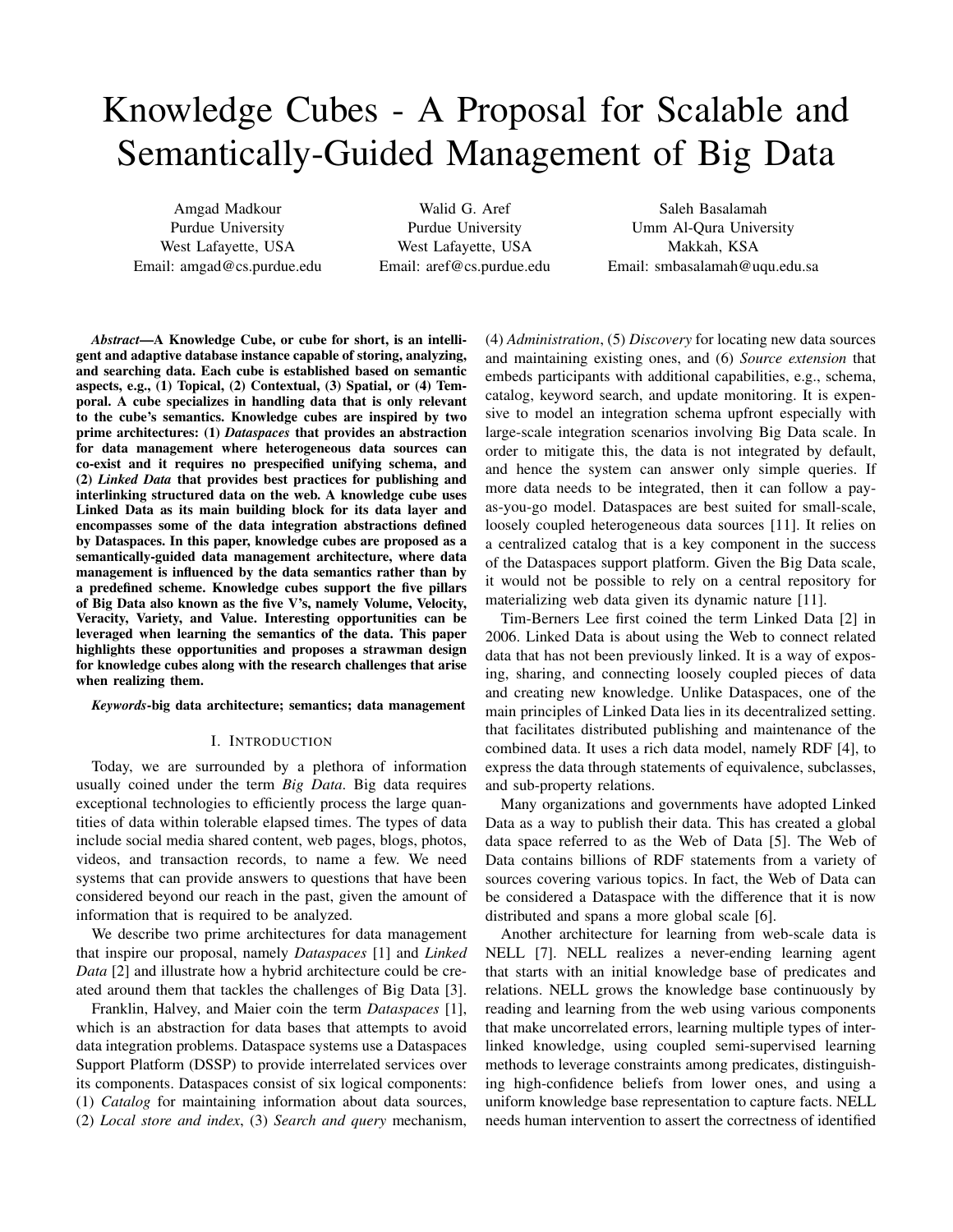# Knowledge Cubes - A Proposal for Scalable and Semantically-Guided Management of Big Data

Amgad Madkour
Purdue University
West Lafayette, USA
Email: amgad@cs.purdue.edu

Walid G. Aref
Purdue University
West Lafayette, USA
Email: aref@cs.purdue.edu

Saleh Basalamah
Umm Al-Qura University
Makkah, KSA
Email: smbasalamah@uqu.edu.sa

***Abstract*—A Knowledge Cube, or cube for short, is an intelligent and adaptive database instance capable of storing, analyzing, and searching data. Each cube is established based on semantic aspects, e.g., (1) Topical, (2) Contextual, (3) Spatial, or (4) Temporal. A cube specializes in handling data that is only relevant to the cube's semantics. Knowledge cubes are inspired by two prime architectures: (1) *Dataspaces* that provides an abstraction for data management where heterogeneous data sources can co-exist and it requires no prespecified unifying schema, and (2) *Linked Data* that provides best practices for publishing and interlinking structured data on the web. A knowledge cube uses Linked Data as its main building block for its data layer and encompasses some of the data integration abstractions defined by Dataspaces. In this paper, knowledge cubes are proposed as a semantically-guided data management architecture, where data management is influenced by the data semantics rather than by a predefined scheme. Knowledge cubes support the five pillars of Big Data also known as the five V's, namely Volume, Velocity, Veracity, Variety, and Value. Interesting opportunities can be leveraged when learning the semantics of the data. This paper highlights these opportunities and proposes a strawman design for knowledge cubes along with the research challenges that arise when realizing them.**

***Keywords*-big data architecture; semantics; data management**

## I. Introduction

Today, we are surrounded by a plethora of information usually coined under the term *Big Data*. Big data requires exceptional technologies to efficiently process the large quantities of data within tolerable elapsed times. The types of data include social media shared content, web pages, blogs, photos, videos, and transaction records, to name a few. We need systems that can provide answers to questions that have been considered beyond our reach in the past, given the amount of information that is required to be analyzed.

We describe two prime architectures for data management that inspire our proposal, namely *Dataspaces* [1] and *Linked Data* [2] and illustrate how a hybrid architecture could be created around them that tackles the challenges of Big Data [3].

Franklin, Halvey, and Maier coin the term *Dataspaces* [1], which is an abstraction for data bases that attempts to avoid data integration problems. Dataspace systems use a Dataspaces Support Platform (DSSP) to provide interrelated services over its components. Dataspaces consist of six logical components: (1) *Catalog* for maintaining information about data sources, (2) *Local store and index*, (3) *Search and query* mechanism, (4) *Administration*, (5) *Discovery* for locating new data sources and maintaining existing ones, and (6) *Source extension* that embeds participants with additional capabilities, e.g., schema, catalog, keyword search, and update monitoring. It is expensive to model an integration schema upfront especially with large-scale integration scenarios involving Big Data scale. In order to mitigate this, the data is not integrated by default, and hence the system can answer only simple queries. If more data needs to be integrated, then it can follow a pay-as-you-go model. Dataspaces are best suited for small-scale, loosely coupled heterogeneous data sources [11]. It relies on a centralized catalog that is a key component in the success of the Dataspaces support platform. Given the Big Data scale, it would not be possible to rely on a central repository for materializing web data given its dynamic nature [11].

Tim-Berners Lee first coined the term Linked Data [2] in 2006. Linked Data is about using the Web to connect related data that has not been previously linked. It is a way of exposing, sharing, and connecting loosely coupled pieces of data and creating new knowledge. Unlike Dataspaces, one of the main principles of Linked Data lies in its decentralized setting. that facilitates distributed publishing and maintenance of the combined data. It uses a rich data model, namely RDF [4], to express the data through statements of equivalence, subclasses, and sub-property relations.

Many organizations and governments have adopted Linked Data as a way to publish their data. This has created a global data space referred to as the Web of Data [5]. The Web of Data contains billions of RDF statements from a variety of sources covering various topics. In fact, the Web of Data can be considered a Dataspace with the difference that it is now distributed and spans a more global scale [6].

Another architecture for learning from web-scale data is NELL [7]. NELL realizes a never-ending learning agent that starts with an initial knowledge base of predicates and relations. NELL grows the knowledge base continuously by reading and learning from the web using various components that make uncorrelated errors, learning multiple types of inter-linked knowledge, using coupled semi-supervised learning methods to leverage constraints among predicates, distinguishing high-confidence beliefs from lower ones, and using a uniform knowledge base representation to capture facts. NELL needs human intervention to assert the correctness of identified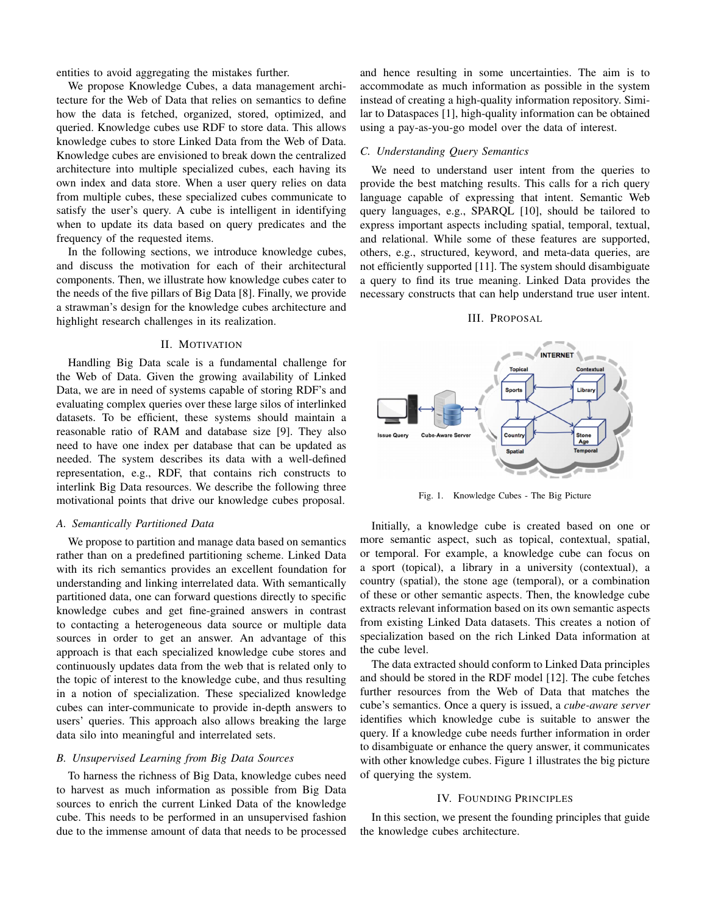entities to avoid aggregating the mistakes further.

We propose Knowledge Cubes, a data management architecture for the Web of Data that relies on semantics to define how the data is fetched, organized, stored, optimized, and queried. Knowledge cubes use RDF to store data. This allows knowledge cubes to store Linked Data from the Web of Data. Knowledge cubes are envisioned to break down the centralized architecture into multiple specialized cubes, each having its own index and data store. When a user query relies on data from multiple cubes, these specialized cubes communicate to satisfy the user's query. A cube is intelligent in identifying when to update its data based on query predicates and the frequency of the requested items.

In the following sections, we introduce knowledge cubes, and discuss the motivation for each of their architectural components. Then, we illustrate how knowledge cubes cater to the needs of the five pillars of Big Data [8]. Finally, we provide a strawman's design for the knowledge cubes architecture and highlight research challenges in its realization.

## II. Motivation

Handling Big Data scale is a fundamental challenge for the Web of Data. Given the growing availability of Linked Data, we are in need of systems capable of storing RDF's and evaluating complex queries over these large silos of interlinked datasets. To be efficient, these systems should maintain a reasonable ratio of RAM and database size [9]. They also need to have one index per database that can be updated as needed. The system describes its data with a well-defined representation, e.g., RDF, that contains rich constructs to interlink Big Data resources. We describe the following three motivational points that drive our knowledge cubes proposal.

### A. Semantically Partitioned Data

We propose to partition and manage data based on semantics rather than on a predefined partitioning scheme. Linked Data with its rich semantics provides an excellent foundation for understanding and linking interrelated data. With semantically partitioned data, one can forward questions directly to specific knowledge cubes and get fine-grained answers in contrast to contacting a heterogeneous data source or multiple data sources in order to get an answer. An advantage of this approach is that each specialized knowledge cube stores and continuously updates data from the web that is related only to the topic of interest to the knowledge cube, and thus resulting in a notion of specialization. These specialized knowledge cubes can inter-communicate to provide in-depth answers to users' queries. This approach also allows breaking the large data silo into meaningful and interrelated sets.

### B. Unsupervised Learning from Big Data Sources

To harness the richness of Big Data, knowledge cubes need to harvest as much information as possible from Big Data sources to enrich the current Linked Data of the knowledge cube. This needs to be performed in an unsupervised fashion due to the immense amount of data that needs to be processed and hence resulting in some uncertainties. The aim is to accommodate as much information as possible in the system instead of creating a high-quality information repository. Similar to Dataspaces [1], high-quality information can be obtained using a pay-as-you-go model over the data of interest.

### C. Understanding Query Semantics

We need to understand user intent from the queries to provide the best matching results. This calls for a rich query language capable of expressing that intent. Semantic Web query languages, e.g., SPARQL [10], should be tailored to express important aspects including spatial, temporal, textual, and relational. While some of these features are supported, others, e.g., structured, keyword, and meta-data queries, are not efficiently supported [11]. The system should disambiguate a query to find its true meaning. Linked Data provides the necessary constructs that can help understand true user intent.

## III. Proposal

Fig. 1. Knowledge Cubes - The Big Picture

Initially, a knowledge cube is created based on one or more semantic aspect, such as topical, contextual, spatial, or temporal. For example, a knowledge cube can focus on a sport (topical), a library in a university (contextual), a country (spatial), the stone age (temporal), or a combination of these or other semantic aspects. Then, the knowledge cube extracts relevant information based on its own semantic aspects from existing Linked Data datasets. This creates a notion of specialization based on the rich Linked Data information at the cube level.

The data extracted should conform to Linked Data principles and should be stored in the RDF model [12]. The cube fetches further resources from the Web of Data that matches the cube's semantics. Once a query is issued, a *cube-aware server* identifies which knowledge cube is suitable to answer the query. If a knowledge cube needs further information in order to disambiguate or enhance the query answer, it communicates with other knowledge cubes. Figure 1 illustrates the big picture of querying the system.

## IV. Founding Principles

In this section, we present the founding principles that guide the knowledge cubes architecture.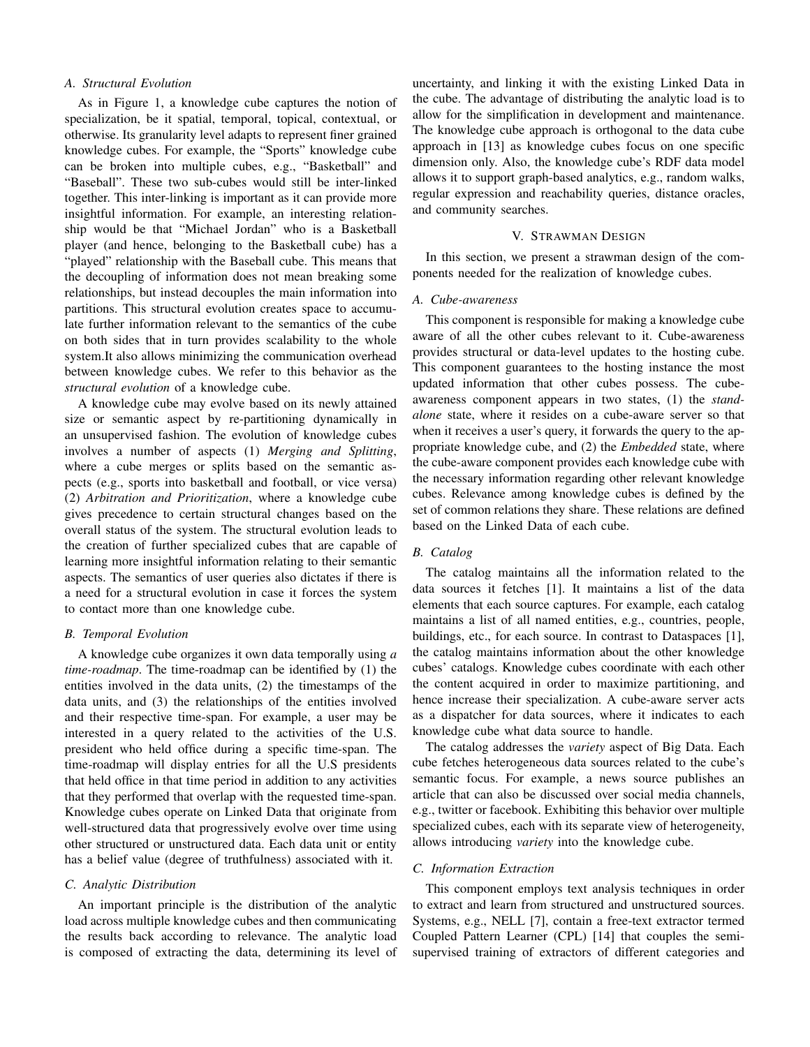### A. Structural Evolution

As in Figure 1, a knowledge cube captures the notion of specialization, be it spatial, temporal, topical, contextual, or otherwise. Its granularity level adapts to represent finer grained knowledge cubes. For example, the "Sports" knowledge cube can be broken into multiple cubes, e.g., "Basketball" and "Baseball". These two sub-cubes would still be inter-linked together. This inter-linking is important as it can provide more insightful information. For example, an interesting relationship would be that "Michael Jordan" who is a Basketball player (and hence, belonging to the Basketball cube) has a "played" relationship with the Baseball cube. This means that the decoupling of information does not mean breaking some relationships, but instead decouples the main information into partitions. This structural evolution creates space to accumulate further information relevant to the semantics of the cube on both sides that in turn provides scalability to the whole system.It also allows minimizing the communication overhead between knowledge cubes. We refer to this behavior as the *structural evolution* of a knowledge cube.

A knowledge cube may evolve based on its newly attained size or semantic aspect by re-partitioning dynamically in an unsupervised fashion. The evolution of knowledge cubes involves a number of aspects (1) *Merging and Splitting*, where a cube merges or splits based on the semantic aspects (e.g., sports into basketball and football, or vice versa) (2) *Arbitration and Prioritization*, where a knowledge cube gives precedence to certain structural changes based on the overall status of the system. The structural evolution leads to the creation of further specialized cubes that are capable of learning more insightful information relating to their semantic aspects. The semantics of user queries also dictates if there is a need for a structural evolution in case it forces the system to contact more than one knowledge cube.

### B. Temporal Evolution

A knowledge cube organizes it own data temporally using *a time-roadmap*. The time-roadmap can be identified by (1) the entities involved in the data units, (2) the timestamps of the data units, and (3) the relationships of the entities involved and their respective time-span. For example, a user may be interested in a query related to the activities of the U.S. president who held office during a specific time-span. The time-roadmap will display entries for all the U.S presidents that held office in that time period in addition to any activities that they performed that overlap with the requested time-span. Knowledge cubes operate on Linked Data that originate from well-structured data that progressively evolve over time using other structured or unstructured data. Each data unit or entity has a belief value (degree of truthfulness) associated with it.

### C. Analytic Distribution

An important principle is the distribution of the analytic load across multiple knowledge cubes and then communicating the results back according to relevance. The analytic load is composed of extracting the data, determining its level of uncertainty, and linking it with the existing Linked Data in the cube. The advantage of distributing the analytic load is to allow for the simplification in development and maintenance. The knowledge cube approach is orthogonal to the data cube approach in [13] as knowledge cubes focus on one specific dimension only. Also, the knowledge cube's RDF data model allows it to support graph-based analytics, e.g., random walks, regular expression and reachability queries, distance oracles, and community searches.

## V. Strawman Design

In this section, we present a strawman design of the components needed for the realization of knowledge cubes.

### A. Cube-awareness

This component is responsible for making a knowledge cube aware of all the other cubes relevant to it. Cube-awareness provides structural or data-level updates to the hosting cube. This component guarantees to the hosting instance the most updated information that other cubes possess. The cube-awareness component appears in two states, (1) the *stand-alone* state, where it resides on a cube-aware server so that when it receives a user's query, it forwards the query to the appropriate knowledge cube, and (2) the *Embedded* state, where the cube-aware component provides each knowledge cube with the necessary information regarding other relevant knowledge cubes. Relevance among knowledge cubes is defined by the set of common relations they share. These relations are defined based on the Linked Data of each cube.

### B. Catalog

The catalog maintains all the information related to the data sources it fetches [1]. It maintains a list of the data elements that each source captures. For example, each catalog maintains a list of all named entities, e.g., countries, people, buildings, etc., for each source. In contrast to Dataspaces [1], the catalog maintains information about the other knowledge cubes' catalogs. Knowledge cubes coordinate with each other the content acquired in order to maximize partitioning, and hence increase their specialization. A cube-aware server acts as a dispatcher for data sources, where it indicates to each knowledge cube what data source to handle.

The catalog addresses the *variety* aspect of Big Data. Each cube fetches heterogeneous data sources related to the cube's semantic focus. For example, a news source publishes an article that can also be discussed over social media channels, e.g., twitter or facebook. Exhibiting this behavior over multiple specialized cubes, each with its separate view of heterogeneity, allows introducing *variety* into the knowledge cube.

### C. Information Extraction

This component employs text analysis techniques in order to extract and learn from structured and unstructured sources. Systems, e.g., NELL [7], contain a free-text extractor termed Coupled Pattern Learner (CPL) [14] that couples the semi-supervised training of extractors of different categories and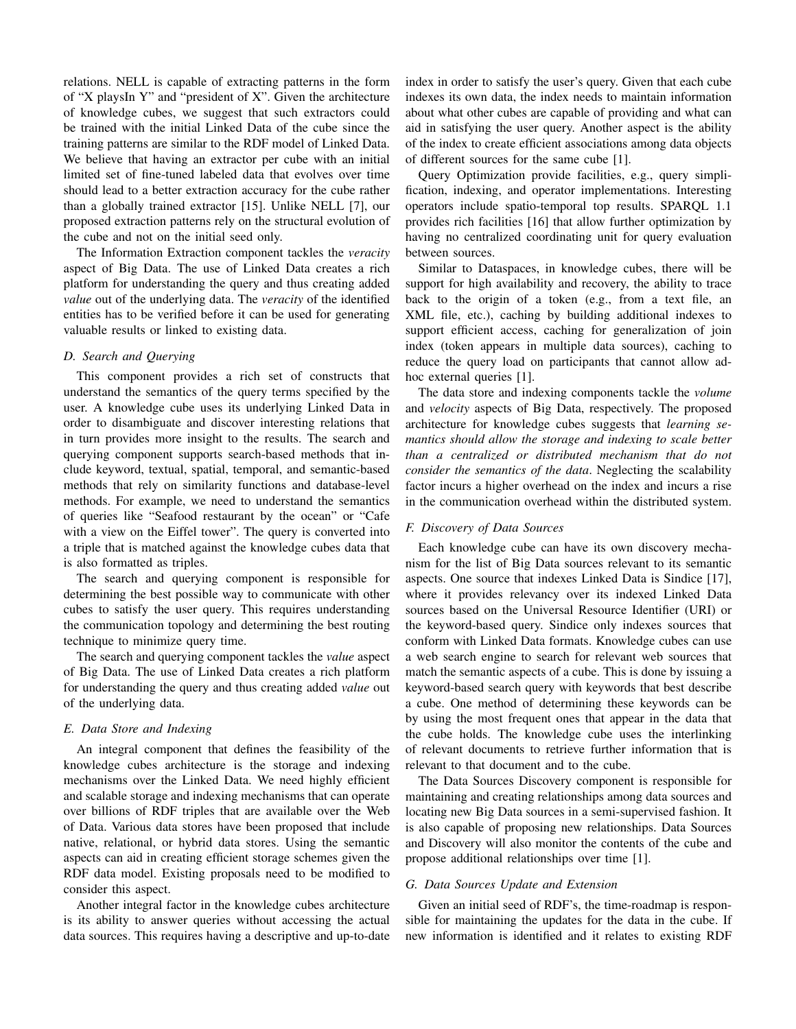relations. NELL is capable of extracting patterns in the form of "X playsIn Y" and "president of X". Given the architecture of knowledge cubes, we suggest that such extractors could be trained with the initial Linked Data of the cube since the training patterns are similar to the RDF model of Linked Data. We believe that having an extractor per cube with an initial limited set of fine-tuned labeled data that evolves over time should lead to a better extraction accuracy for the cube rather than a globally trained extractor [15]. Unlike NELL [7], our proposed extraction patterns rely on the structural evolution of the cube and not on the initial seed only.

The Information Extraction component tackles the *veracity* aspect of Big Data. The use of Linked Data creates a rich platform for understanding the query and thus creating added *value* out of the underlying data. The *veracity* of the identified entities has to be verified before it can be used for generating valuable results or linked to existing data.

### D. Search and Querying

This component provides a rich set of constructs that understand the semantics of the query terms specified by the user. A knowledge cube uses its underlying Linked Data in order to disambiguate and discover interesting relations that in turn provides more insight to the results. The search and querying component supports search-based methods that include keyword, textual, spatial, temporal, and semantic-based methods that rely on similarity functions and database-level methods. For example, we need to understand the semantics of queries like "Seafood restaurant by the ocean" or "Cafe with a view on the Eiffel tower". The query is converted into a triple that is matched against the knowledge cubes data that is also formatted as triples.

The search and querying component is responsible for determining the best possible way to communicate with other cubes to satisfy the user query. This requires understanding the communication topology and determining the best routing technique to minimize query time.

The search and querying component tackles the *value* aspect of Big Data. The use of Linked Data creates a rich platform for understanding the query and thus creating added *value* out of the underlying data.

### E. Data Store and Indexing

An integral component that defines the feasibility of the knowledge cubes architecture is the storage and indexing mechanisms over the Linked Data. We need highly efficient and scalable storage and indexing mechanisms that can operate over billions of RDF triples that are available over the Web of Data. Various data stores have been proposed that include native, relational, or hybrid data stores. Using the semantic aspects can aid in creating efficient storage schemes given the RDF data model. Existing proposals need to be modified to consider this aspect.

Another integral factor in the knowledge cubes architecture is its ability to answer queries without accessing the actual data sources. This requires having a descriptive and up-to-date index in order to satisfy the user's query. Given that each cube indexes its own data, the index needs to maintain information about what other cubes are capable of providing and what can aid in satisfying the user query. Another aspect is the ability of the index to create efficient associations among data objects of different sources for the same cube [1].

Query Optimization provide facilities, e.g., query simplification, indexing, and operator implementations. Interesting operators include spatio-temporal top results. SPARQL 1.1 provides rich facilities [16] that allow further optimization by having no centralized coordinating unit for query evaluation between sources.

Similar to Dataspaces, in knowledge cubes, there will be support for high availability and recovery, the ability to trace back to the origin of a token (e.g., from a text file, an XML file, etc.), caching by building additional indexes to support efficient access, caching for generalization of join index (token appears in multiple data sources), caching to reduce the query load on participants that cannot allow adhoc external queries [1].

The data store and indexing components tackle the *volume* and *velocity* aspects of Big Data, respectively. The proposed architecture for knowledge cubes suggests that *learning semantics should allow the storage and indexing to scale better than a centralized or distributed mechanism that do not consider the semantics of the data*. Neglecting the scalability factor incurs a higher overhead on the index and incurs a rise in the communication overhead within the distributed system.

### F. Discovery of Data Sources

Each knowledge cube can have its own discovery mechanism for the list of Big Data sources relevant to its semantic aspects. One source that indexes Linked Data is Sindice [17], where it provides relevancy over its indexed Linked Data sources based on the Universal Resource Identifier (URI) or the keyword-based query. Sindice only indexes sources that conform with Linked Data formats. Knowledge cubes can use a web search engine to search for relevant web sources that match the semantic aspects of a cube. This is done by issuing a keyword-based search query with keywords that best describe a cube. One method of determining these keywords can be by using the most frequent ones that appear in the data that the cube holds. The knowledge cube uses the interlinking of relevant documents to retrieve further information that is relevant to that document and to the cube.

The Data Sources Discovery component is responsible for maintaining and creating relationships among data sources and locating new Big Data sources in a semi-supervised fashion. It is also capable of proposing new relationships. Data Sources and Discovery will also monitor the contents of the cube and propose additional relationships over time [1].

### G. Data Sources Update and Extension

Given an initial seed of RDF's, the time-roadmap is responsible for maintaining the updates for the data in the cube. If new information is identified and it relates to existing RDF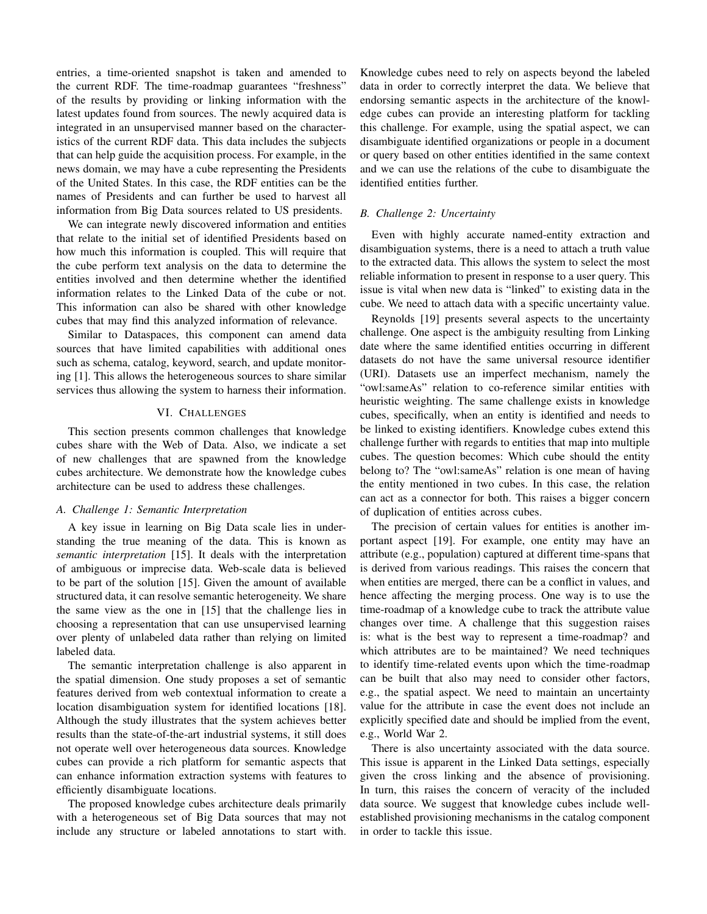entries, a time-oriented snapshot is taken and amended to the current RDF. The time-roadmap guarantees "freshness" of the results by providing or linking information with the latest updates found from sources. The newly acquired data is integrated in an unsupervised manner based on the characteristics of the current RDF data. This data includes the subjects that can help guide the acquisition process. For example, in the news domain, we may have a cube representing the Presidents of the United States. In this case, the RDF entities can be the names of Presidents and can further be used to harvest all information from Big Data sources related to US presidents.

We can integrate newly discovered information and entities that relate to the initial set of identified Presidents based on how much this information is coupled. This will require that the cube perform text analysis on the data to determine the entities involved and then determine whether the identified information relates to the Linked Data of the cube or not. This information can also be shared with other knowledge cubes that may find this analyzed information of relevance.

Similar to Dataspaces, this component can amend data sources that have limited capabilities with additional ones such as schema, catalog, keyword, search, and update monitoring [1]. This allows the heterogeneous sources to share similar services thus allowing the system to harness their information.

## VI. Challenges

This section presents common challenges that knowledge cubes share with the Web of Data. Also, we indicate a set of new challenges that are spawned from the knowledge cubes architecture. We demonstrate how the knowledge cubes architecture can be used to address these challenges.

### A. Challenge 1: Semantic Interpretation

A key issue in learning on Big Data scale lies in understanding the true meaning of the data. This is known as *semantic interpretation* [15]. It deals with the interpretation of ambiguous or imprecise data. Web-scale data is believed to be part of the solution [15]. Given the amount of available structured data, it can resolve semantic heterogeneity. We share the same view as the one in [15] that the challenge lies in choosing a representation that can use unsupervised learning over plenty of unlabeled data rather than relying on limited labeled data.

The semantic interpretation challenge is also apparent in the spatial dimension. One study proposes a set of semantic features derived from web contextual information to create a location disambiguation system for identified locations [18]. Although the study illustrates that the system achieves better results than the state-of-the-art industrial systems, it still does not operate well over heterogeneous data sources. Knowledge cubes can provide a rich platform for semantic aspects that can enhance information extraction systems with features to efficiently disambiguate locations.

The proposed knowledge cubes architecture deals primarily with a heterogeneous set of Big Data sources that may not include any structure or labeled annotations to start with. Knowledge cubes need to rely on aspects beyond the labeled data in order to correctly interpret the data. We believe that endorsing semantic aspects in the architecture of the knowledge cubes can provide an interesting platform for tackling this challenge. For example, using the spatial aspect, we can disambiguate identified organizations or people in a document or query based on other entities identified in the same context and we can use the relations of the cube to disambiguate the identified entities further.

### B. Challenge 2: Uncertainty

Even with highly accurate named-entity extraction and disambiguation systems, there is a need to attach a truth value to the extracted data. This allows the system to select the most reliable information to present in response to a user query. This issue is vital when new data is "linked" to existing data in the cube. We need to attach data with a specific uncertainty value.

Reynolds [19] presents several aspects to the uncertainty challenge. One aspect is the ambiguity resulting from Linking date where the same identified entities occurring in different datasets do not have the same universal resource identifier (URI). Datasets use an imperfect mechanism, namely the "owl:sameAs" relation to co-reference similar entities with heuristic weighting. The same challenge exists in knowledge cubes, specifically, when an entity is identified and needs to be linked to existing identifiers. Knowledge cubes extend this challenge further with regards to entities that map into multiple cubes. The question becomes: Which cube should the entity belong to? The "owl:sameAs" relation is one mean of having the entity mentioned in two cubes. In this case, the relation can act as a connector for both. This raises a bigger concern of duplication of entities across cubes.

The precision of certain values for entities is another important aspect [19]. For example, one entity may have an attribute (e.g., population) captured at different time-spans that is derived from various readings. This raises the concern that when entities are merged, there can be a conflict in values, and hence affecting the merging process. One way is to use the time-roadmap of a knowledge cube to track the attribute value changes over time. A challenge that this suggestion raises is: what is the best way to represent a time-roadmap? and which attributes are to be maintained? We need techniques to identify time-related events upon which the time-roadmap can be built that also may need to consider other factors, e.g., the spatial aspect. We need to maintain an uncertainty value for the attribute in case the event does not include an explicitly specified date and should be implied from the event, e.g., World War 2.

There is also uncertainty associated with the data source. This issue is apparent in the Linked Data settings, especially given the cross linking and the absence of provisioning. In turn, this raises the concern of veracity of the included data source. We suggest that knowledge cubes include well-established provisioning mechanisms in the catalog component in order to tackle this issue.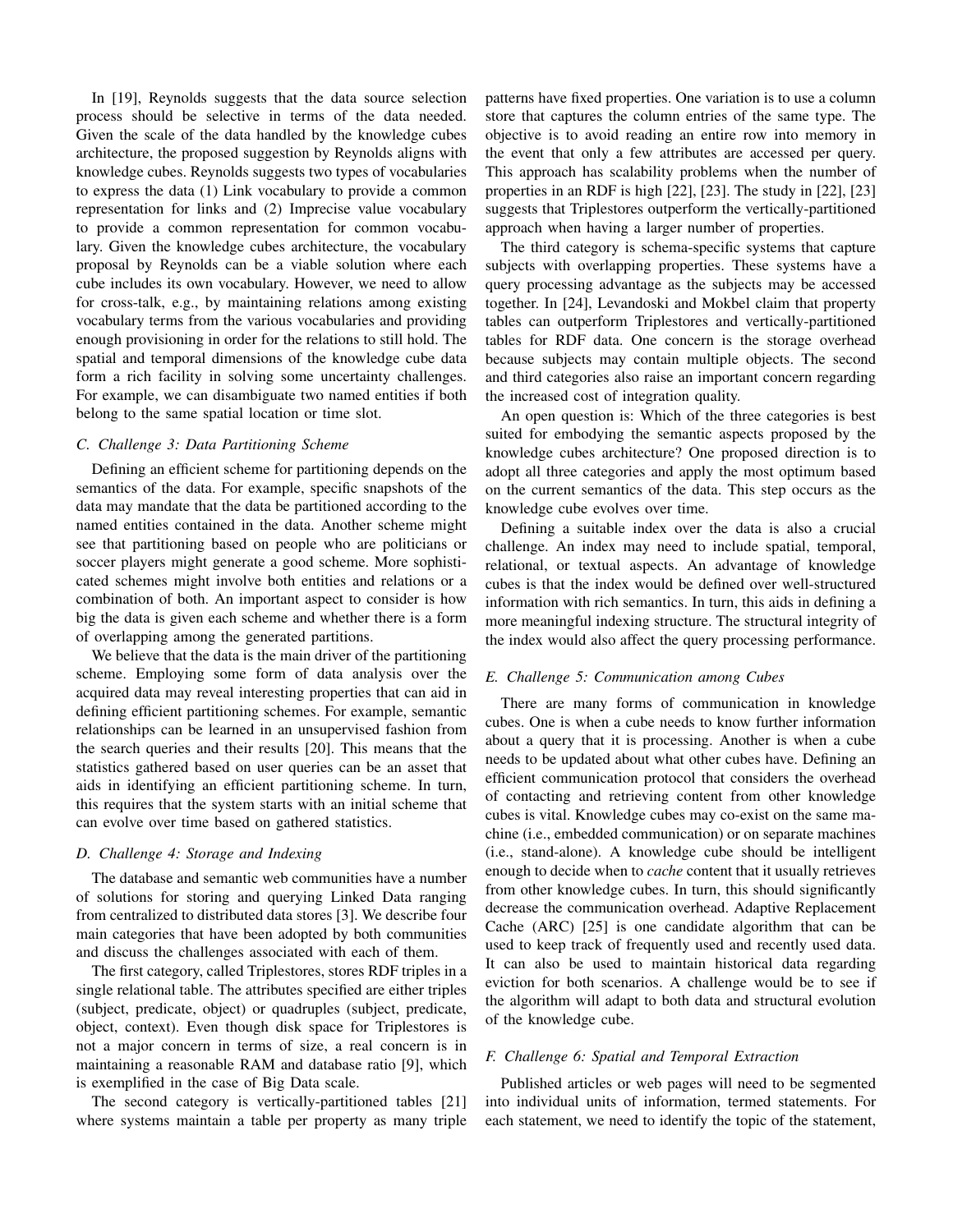In [19], Reynolds suggests that the data source selection process should be selective in terms of the data needed. Given the scale of the data handled by the knowledge cubes architecture, the proposed suggestion by Reynolds aligns with knowledge cubes. Reynolds suggests two types of vocabularies to express the data (1) Link vocabulary to provide a common representation for links and (2) Imprecise value vocabulary to provide a common representation for common vocabulary. Given the knowledge cubes architecture, the vocabulary proposal by Reynolds can be a viable solution where each cube includes its own vocabulary. However, we need to allow for cross-talk, e.g., by maintaining relations among existing vocabulary terms from the various vocabularies and providing enough provisioning in order for the relations to still hold. The spatial and temporal dimensions of the knowledge cube data form a rich facility in solving some uncertainty challenges. For example, we can disambiguate two named entities if both belong to the same spatial location or time slot.

### C. Challenge 3: Data Partitioning Scheme

Defining an efficient scheme for partitioning depends on the semantics of the data. For example, specific snapshots of the data may mandate that the data be partitioned according to the named entities contained in the data. Another scheme might see that partitioning based on people who are politicians or soccer players might generate a good scheme. More sophisticated schemes might involve both entities and relations or a combination of both. An important aspect to consider is how big the data is given each scheme and whether there is a form of overlapping among the generated partitions.

We believe that the data is the main driver of the partitioning scheme. Employing some form of data analysis over the acquired data may reveal interesting properties that can aid in defining efficient partitioning schemes. For example, semantic relationships can be learned in an unsupervised fashion from the search queries and their results [20]. This means that the statistics gathered based on user queries can be an asset that aids in identifying an efficient partitioning scheme. In turn, this requires that the system starts with an initial scheme that can evolve over time based on gathered statistics.

### D. Challenge 4: Storage and Indexing

The database and semantic web communities have a number of solutions for storing and querying Linked Data ranging from centralized to distributed data stores [3]. We describe four main categories that have been adopted by both communities and discuss the challenges associated with each of them.

The first category, called Triplestores, stores RDF triples in a single relational table. The attributes specified are either triples (subject, predicate, object) or quadruples (subject, predicate, object, context). Even though disk space for Triplestores is not a major concern in terms of size, a real concern is in maintaining a reasonable RAM and database ratio [9], which is exemplified in the case of Big Data scale.

The second category is vertically-partitioned tables [21] where systems maintain a table per property as many triple patterns have fixed properties. One variation is to use a column store that captures the column entries of the same type. The objective is to avoid reading an entire row into memory in the event that only a few attributes are accessed per query. This approach has scalability problems when the number of properties in an RDF is high [22], [23]. The study in [22], [23] suggests that Triplestores outperform the vertically-partitioned approach when having a larger number of properties.

The third category is schema-specific systems that capture subjects with overlapping properties. These systems have a query processing advantage as the subjects may be accessed together. In [24], Levandoski and Mokbel claim that property tables can outperform Triplestores and vertically-partitioned tables for RDF data. One concern is the storage overhead because subjects may contain multiple objects. The second and third categories also raise an important concern regarding the increased cost of integration quality.

An open question is: Which of the three categories is best suited for embodying the semantic aspects proposed by the knowledge cubes architecture? One proposed direction is to adopt all three categories and apply the most optimum based on the current semantics of the data. This step occurs as the knowledge cube evolves over time.

Defining a suitable index over the data is also a crucial challenge. An index may need to include spatial, temporal, relational, or textual aspects. An advantage of knowledge cubes is that the index would be defined over well-structured information with rich semantics. In turn, this aids in defining a more meaningful indexing structure. The structural integrity of the index would also affect the query processing performance.

### E. Challenge 5: Communication among Cubes

There are many forms of communication in knowledge cubes. One is when a cube needs to know further information about a query that it is processing. Another is when a cube needs to be updated about what other cubes have. Defining an efficient communication protocol that considers the overhead of contacting and retrieving content from other knowledge cubes is vital. Knowledge cubes may co-exist on the same machine (i.e., embedded communication) or on separate machines (i.e., stand-alone). A knowledge cube should be intelligent enough to decide when to *cache* content that it usually retrieves from other knowledge cubes. In turn, this should significantly decrease the communication overhead. Adaptive Replacement Cache (ARC) [25] is one candidate algorithm that can be used to keep track of frequently used and recently used data. It can also be used to maintain historical data regarding eviction for both scenarios. A challenge would be to see if the algorithm will adapt to both data and structural evolution of the knowledge cube.

### F. Challenge 6: Spatial and Temporal Extraction

Published articles or web pages will need to be segmented into individual units of information, termed statements. For each statement, we need to identify the topic of the statement,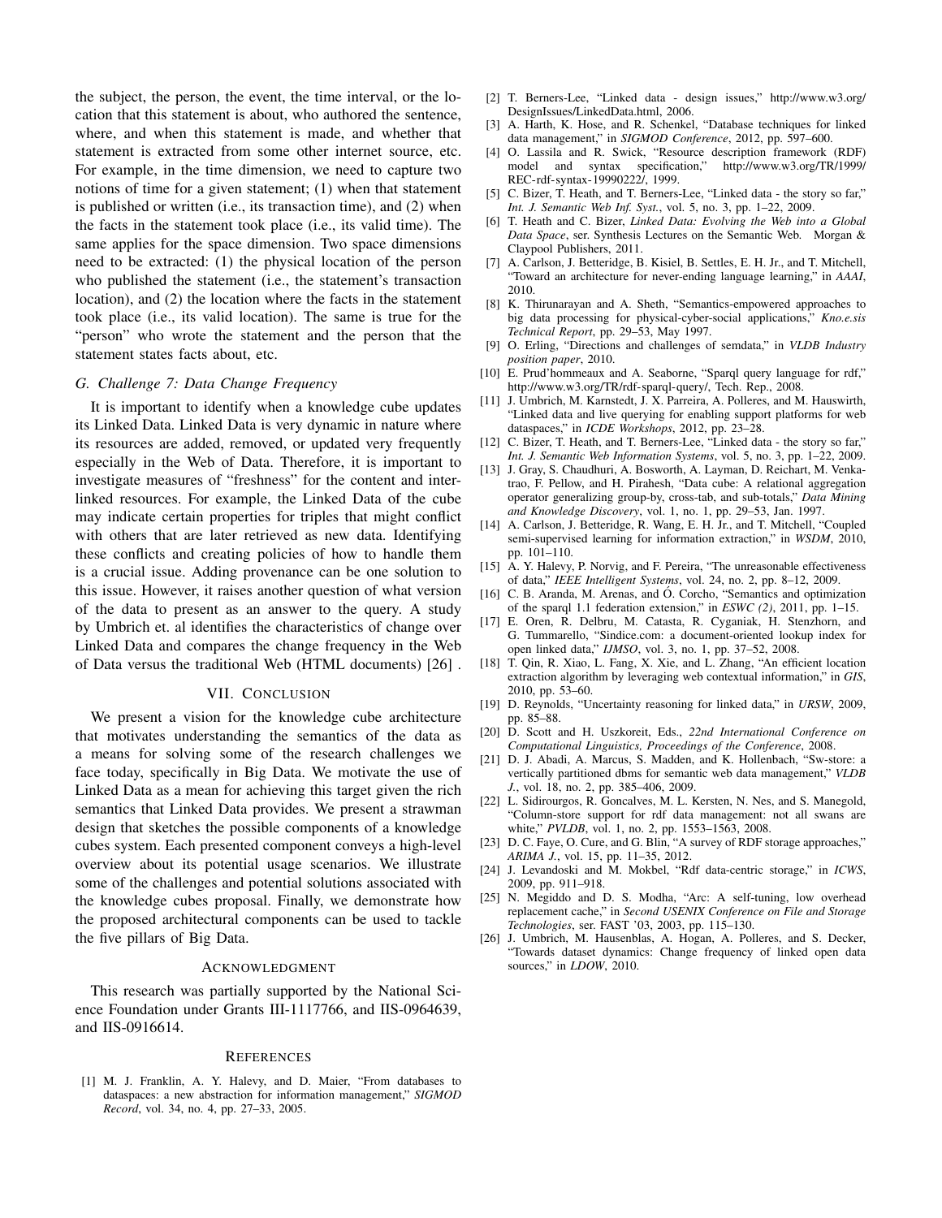the subject, the person, the event, the time interval, or the location that this statement is about, who authored the sentence, where, and when this statement is made, and whether that statement is extracted from some other internet source, etc. For example, in the time dimension, we need to capture two notions of time for a given statement; (1) when that statement is published or written (i.e., its transaction time), and (2) when the facts in the statement took place (i.e., its valid time). The same applies for the space dimension. Two space dimensions need to be extracted: (1) the physical location of the person who published the statement (i.e., the statement's transaction location), and (2) the location where the facts in the statement took place (i.e., its valid location). The same is true for the "person" who wrote the statement and the person that the statement states facts about, etc.

### G. Challenge 7: Data Change Frequency

It is important to identify when a knowledge cube updates its Linked Data. Linked Data is very dynamic in nature where its resources are added, removed, or updated very frequently especially in the Web of Data. Therefore, it is important to investigate measures of "freshness" for the content and interlinked resources. For example, the Linked Data of the cube may indicate certain properties for triples that might conflict with others that are later retrieved as new data. Identifying these conflicts and creating policies of how to handle them is a crucial issue. Adding provenance can be one solution to this issue. However, it raises another question of what version of the data to present as an answer to the query. A study by Umbrich et. al identifies the characteristics of change over Linked Data and compares the change frequency in the Web of Data versus the traditional Web (HTML documents) [26] .

## VII. Conclusion

We present a vision for the knowledge cube architecture that motivates understanding the semantics of the data as a means for solving some of the research challenges we face today, specifically in Big Data. We motivate the use of Linked Data as a mean for achieving this target given the rich semantics that Linked Data provides. We present a strawman design that sketches the possible components of a knowledge cubes system. Each presented component conveys a high-level overview about its potential usage scenarios. We illustrate some of the challenges and potential solutions associated with the knowledge cubes proposal. Finally, we demonstrate how the proposed architectural components can be used to tackle the five pillars of Big Data.

## Acknowledgment

This research was partially supported by the National Science Foundation under Grants III-1117766, and IIS-0964639, and IIS-0916614.

## References

[1] M. J. Franklin, A. Y. Halevy, and D. Maier, "From databases to dataspaces: a new abstraction for information management," *SIGMOD Record*, vol. 34, no. 4, pp. 27–33, 2005.

[2] T. Berners-Lee, "Linked data - design issues," http://www.w3.org/DesignIssues/LinkedData.html, 2006.

[3] A. Harth, K. Hose, and R. Schenkel, "Database techniques for linked data management," in *SIGMOD Conference*, 2012, pp. 597–600.

[4] O. Lassila and R. Swick, "Resource description framework (RDF) model and syntax specification," http://www.w3.org/TR/1999/REC-rdf-syntax-19990222/, 1999.

[5] C. Bizer, T. Heath, and T. Berners-Lee, "Linked data - the story so far," *Int. J. Semantic Web Inf. Syst.*, vol. 5, no. 3, pp. 1–22, 2009.

[6] T. Heath and C. Bizer, *Linked Data: Evolving the Web into a Global Data Space*, ser. Synthesis Lectures on the Semantic Web. Morgan & Claypool Publishers, 2011.

[7] A. Carlson, J. Betteridge, B. Kisiel, B. Settles, E. H. Jr., and T. Mitchell, "Toward an architecture for never-ending language learning," in *AAAI*, 2010.

[8] K. Thirunarayan and A. Sheth, "Semantics-empowered approaches to big data processing for physical-cyber-social applications," *Kno.e.sis Technical Report*, pp. 29–53, May 1997.

[9] O. Erling, "Directions and challenges of semdata," in *VLDB Industry position paper*, 2010.

[10] E. Prud'hommeaux and A. Seaborne, "Sparql query language for rdf," http://www.w3.org/TR/rdf-sparql-query/, Tech. Rep., 2008.

[11] J. Umbrich, M. Karnstedt, J. X. Parreira, A. Polleres, and M. Hauswirth, "Linked data and live querying for enabling support platforms for web dataspaces," in *ICDE Workshops*, 2012, pp. 23–28.

[12] C. Bizer, T. Heath, and T. Berners-Lee, "Linked data - the story so far," *Int. J. Semantic Web Information Systems*, vol. 5, no. 3, pp. 1–22, 2009.

[13] J. Gray, S. Chaudhuri, A. Bosworth, A. Layman, D. Reichart, M. Venkatrao, F. Pellow, and H. Pirahesh, "Data cube: A relational aggregation operator generalizing group-by, cross-tab, and sub-totals," *Data Mining and Knowledge Discovery*, vol. 1, no. 1, pp. 29–53, Jan. 1997.

[14] A. Carlson, J. Betteridge, R. Wang, E. H. Jr., and T. Mitchell, "Coupled semi-supervised learning for information extraction," in *WSDM*, 2010, pp. 101–110.

[15] A. Y. Halevy, P. Norvig, and F. Pereira, "The unreasonable effectiveness of data," *IEEE Intelligent Systems*, vol. 24, no. 2, pp. 8–12, 2009.

[16] C. B. Aranda, M. Arenas, and Ó. Corcho, "Semantics and optimization of the sparql 1.1 federation extension," in *ESWC (2)*, 2011, pp. 1–15.

[17] E. Oren, R. Delbru, M. Catasta, R. Cyganiak, H. Stenzhorn, and G. Tummarello, "Sindice.com: a document-oriented lookup index for open linked data," *IJMSO*, vol. 3, no. 1, pp. 37–52, 2008.

[18] T. Qin, R. Xiao, L. Fang, X. Xie, and L. Zhang, "An efficient location extraction algorithm by leveraging web contextual information," in *GIS*, 2010, pp. 53–60.

[19] D. Reynolds, "Uncertainty reasoning for linked data," in *URSW*, 2009, pp. 85–88.

[20] D. Scott and H. Uszkoreit, Eds., *22nd International Conference on Computational Linguistics, Proceedings of the Conference*, 2008.

[21] D. J. Abadi, A. Marcus, S. Madden, and K. Hollenbach, "Sw-store: a vertically partitioned dbms for semantic web data management," *VLDB J.*, vol. 18, no. 2, pp. 385–406, 2009.

[22] L. Sidirourgos, R. Goncalves, M. L. Kersten, N. Nes, and S. Manegold, "Column-store support for rdf data management: not all swans are white," *PVLDB*, vol. 1, no. 2, pp. 1553–1563, 2008.

[23] D. C. Faye, O. Cure, and G. Blin, "A survey of RDF storage approaches," *ARIMA J.*, vol. 15, pp. 11–35, 2012.

[24] J. Levandoski and M. Mokbel, "Rdf data-centric storage," in *ICWS*, 2009, pp. 911–918.

[25] N. Megiddo and D. S. Modha, "Arc: A self-tuning, low overhead replacement cache," in *Second USENIX Conference on File and Storage Technologies*, ser. FAST '03, 2003, pp. 115–130.

[26] J. Umbrich, M. Hausenblas, A. Hogan, A. Polleres, and S. Decker, "Towards dataset dynamics: Change frequency of linked open data sources," in *LDOW*, 2010.